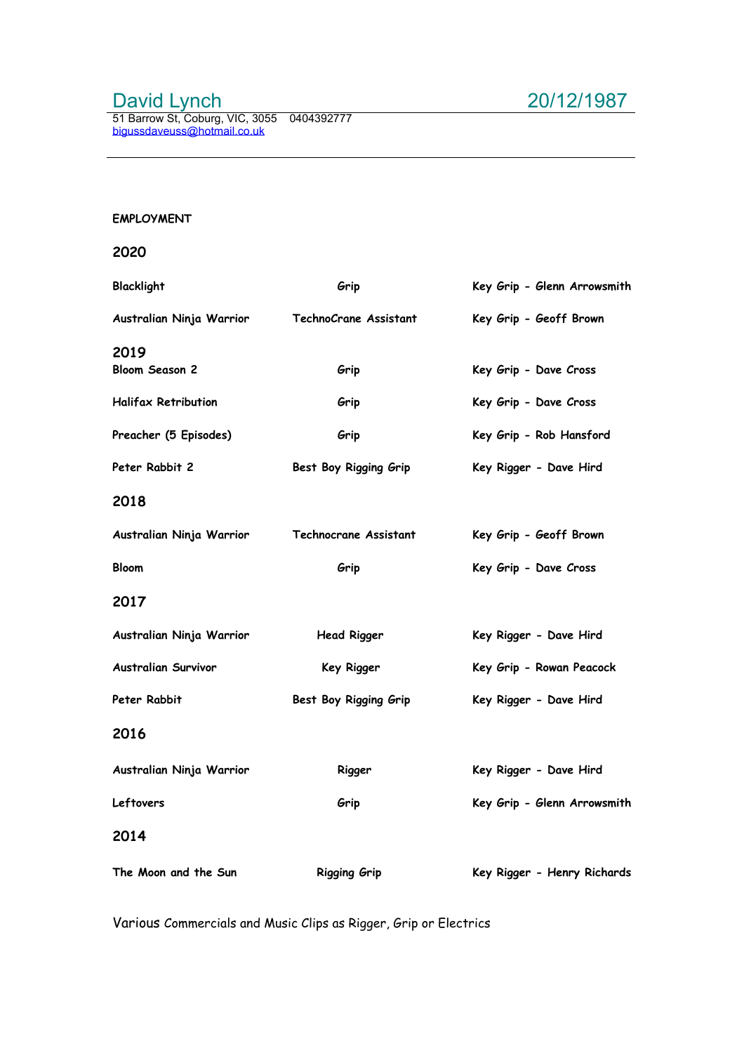# David Lynch — 20/12/1987

51 Barrow St, Coburg, VIC, 3055    0404392777
bigussdaveuss@hotmail.co.uk

---

**EMPLOYMENT**

## 2020

| | | |
|---|---|---|
| Blacklight | Grip | Key Grip - Glenn Arrowsmith |
| Australian Ninja Warrior | TechnoCrane Assistant | Key Grip - Geoff Brown |

## 2019

| | | |
|---|---|---|
| Bloom Season 2 | Grip | Key Grip - Dave Cross |
| Halifax Retribution | Grip | Key Grip - Dave Cross |
| Preacher (5 Episodes) | Grip | Key Grip - Rob Hansford |
| Peter Rabbit 2 | Best Boy Rigging Grip | Key Rigger - Dave Hird |

## 2018

| | | |
|---|---|---|
| Australian Ninja Warrior | Technocrane Assistant | Key Grip - Geoff Brown |
| Bloom | Grip | Key Grip - Dave Cross |

## 2017

| | | |
|---|---|---|
| Australian Ninja Warrior | Head Rigger | Key Rigger - Dave Hird |
| Australian Survivor | Key Rigger | Key Grip - Rowan Peacock |
| Peter Rabbit | Best Boy Rigging Grip | Key Rigger - Dave Hird |

## 2016

| | | |
|---|---|---|
| Australian Ninja Warrior | Rigger | Key Rigger - Dave Hird |
| Leftovers | Grip | Key Grip - Glenn Arrowsmith |

## 2014

| | | |
|---|---|---|
| The Moon and the Sun | Rigging Grip | Key Rigger - Henry Richards |

Various Commercials and Music Clips as Rigger, Grip or Electrics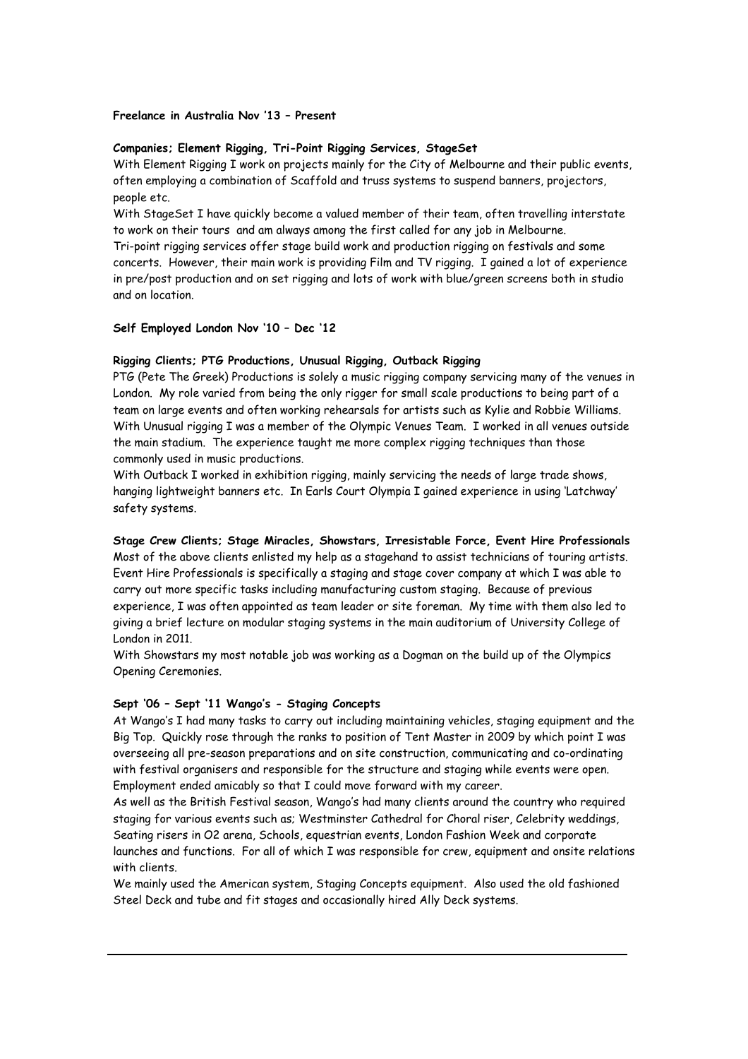**Freelance in Australia Nov '13 – Present**

**Companies; Element Rigging, Tri-Point Rigging Services, StageSet**

With Element Rigging I work on projects mainly for the City of Melbourne and their public events, often employing a combination of Scaffold and truss systems to suspend banners, projectors, people etc.

With StageSet I have quickly become a valued member of their team, often travelling interstate to work on their tours and am always among the first called for any job in Melbourne.

Tri-point rigging services offer stage build work and production rigging on festivals and some concerts. However, their main work is providing Film and TV rigging. I gained a lot of experience in pre/post production and on set rigging and lots of work with blue/green screens both in studio and on location.

**Self Employed London Nov '10 – Dec '12**

**Rigging Clients; PTG Productions, Unusual Rigging, Outback Rigging**

PTG (Pete The Greek) Productions is solely a music rigging company servicing many of the venues in London. My role varied from being the only rigger for small scale productions to being part of a team on large events and often working rehearsals for artists such as Kylie and Robbie Williams.

With Unusual rigging I was a member of the Olympic Venues Team. I worked in all venues outside the main stadium. The experience taught me more complex rigging techniques than those commonly used in music productions.

With Outback I worked in exhibition rigging, mainly servicing the needs of large trade shows, hanging lightweight banners etc. In Earls Court Olympia I gained experience in using 'Latchway' safety systems.

**Stage Crew Clients; Stage Miracles, Showstars, Irresistable Force, Event Hire Professionals**

Most of the above clients enlisted my help as a stagehand to assist technicians of touring artists. Event Hire Professionals is specifically a staging and stage cover company at which I was able to carry out more specific tasks including manufacturing custom staging. Because of previous experience, I was often appointed as team leader or site foreman. My time with them also led to giving a brief lecture on modular staging systems in the main auditorium of University College of London in 2011.

With Showstars my most notable job was working as a Dogman on the build up of the Olympics Opening Ceremonies.

**Sept '06 – Sept '11 Wango's - Staging Concepts**

At Wango's I had many tasks to carry out including maintaining vehicles, staging equipment and the Big Top. Quickly rose through the ranks to position of Tent Master in 2009 by which point I was overseeing all pre-season preparations and on site construction, communicating and co-ordinating with festival organisers and responsible for the structure and staging while events were open. Employment ended amicably so that I could move forward with my career.

As well as the British Festival season, Wango's had many clients around the country who required staging for various events such as; Westminster Cathedral for Choral riser, Celebrity weddings, Seating risers in O2 arena, Schools, equestrian events, London Fashion Week and corporate launches and functions. For all of which I was responsible for crew, equipment and onsite relations with clients.

We mainly used the American system, Staging Concepts equipment. Also used the old fashioned Steel Deck and tube and fit stages and occasionally hired Ally Deck systems.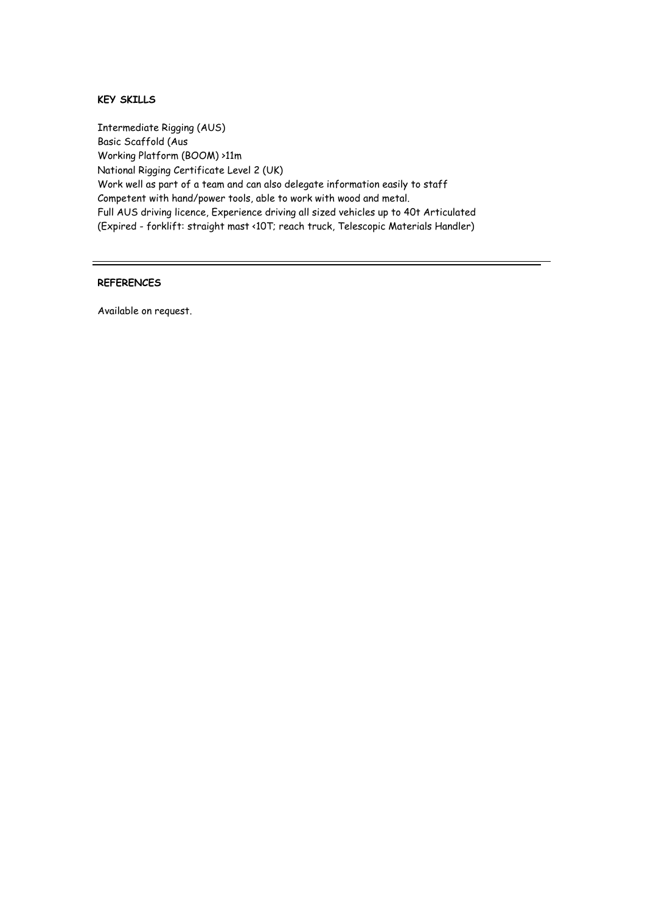**KEY SKILLS**

Intermediate Rigging (AUS)
Basic Scaffold (Aus
Working Platform (BOOM) >11m
National Rigging Certificate Level 2 (UK)
Work well as part of a team and can also delegate information easily to staff
Competent with hand/power tools, able to work with wood and metal.
Full AUS driving licence, Experience driving all sized vehicles up to 40t Articulated
(Expired - forklift: straight mast <10T; reach truck, Telescopic Materials Handler)

---

**REFERENCES**

Available on request.